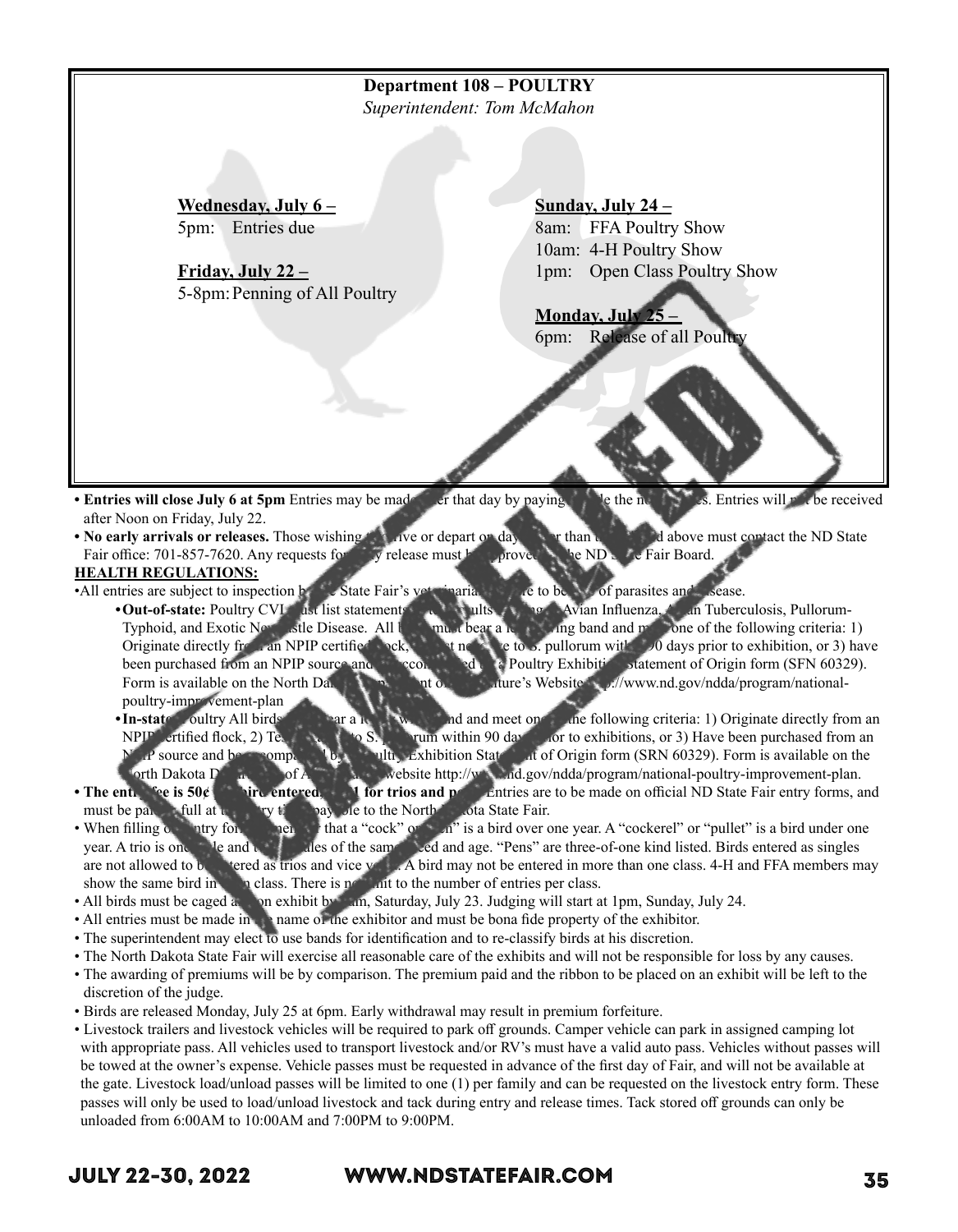# Department 108 – POULTRY

*Superintendent: Tom McMahon*

**Wednesday, July 6 –**
5pm: Entries due

**Friday, July 22 –**
5-8pm: Penning of All Poultry

**Sunday, July 24 –**
8am: FFA Poultry Show
10am: 4-H Poultry Show
1pm: Open Class Poultry Show

**Monday, July 25 –**
6pm: Release of all Poultry

CANCELLED

- **Entries will close July 6 at 5pm** Entries may be made after that day by paying double the normal fees. Entries will not be received after Noon on Friday, July 22.
- **No early arrivals or releases.** Those wishing to arrive or depart on days other than those listed above must contact the ND State Fair office: 701-857-7620. Any requests for early release must be approved by the ND State Fair Board.

**HEALTH REGULATIONS:**

- All entries are subject to inspection by the State Fair's veterinarian and are to be free of parasites and disease.
  - **Out-of-state:** Poultry CVI must list statements of test results regarding Avian Influenza, Avian Tuberculosis, Pullorum-Typhoid, and Exotic Newcastle Disease. All birds must bear a leg/wing band and meet one of the following criteria: 1) Originate directly from an NPIP certified flock, 2) Test negative to S. pullorum within 90 days prior to exhibition, or 3) have been purchased from an NPIP source and be accompanied by a Poultry Exhibition Statement of Origin form (SFN 60329). Form is available on the North Dakota Department of Agriculture's Website http://www.nd.gov/ndda/program/national-poultry-improvement-plan
  - **In-state** Poultry All birds must bear a leg/wing band and meet one of the following criteria: 1) Originate directly from an NPIP certified flock, 2) Test negative to S. pullorum within 90 days prior to exhibitions, or 3) Have been purchased from an NPIP source and be accompanied by a Poultry Exhibition Statement of Origin form (SRN 60329). Form is available on the North Dakota Department of Agriculture's website http://www.nd.gov/ndda/program/national-poultry-improvement-plan.
- **The entry fee is 50¢ per bird entered, $1 for trios and pens.** Entries are to be made on official ND State Fair entry forms, and must be paid in full at the entry time, payable to the North Dakota State Fair.
- When filling out entry forms, remember that a "cock" or "hen" is a bird over one year. A "cockerel" or "pullet" is a bird under one year. A trio is one male and two females of the same breed and age. "Pens" are three-of-one kind listed. Birds entered as singles are not allowed to be entered as trios and vice versa. A bird may not be entered in more than one class. 4-H and FFA members may show the same bird in open class. There is no limit to the number of entries per class.
- All birds must be caged and on exhibit by am, Saturday, July 23. Judging will start at 1pm, Sunday, July 24.
- All entries must be made in the name of the exhibitor and must be bona fide property of the exhibitor.
- The superintendent may elect to use bands for identification and to re-classify birds at his discretion.
- The North Dakota State Fair will exercise all reasonable care of the exhibits and will not be responsible for loss by any causes.
- The awarding of premiums will be by comparison. The premium paid and the ribbon to be placed on an exhibit will be left to the discretion of the judge.
- Birds are released Monday, July 25 at 6pm. Early withdrawal may result in premium forfeiture.
- Livestock trailers and livestock vehicles will be required to park off grounds. Camper vehicle can park in assigned camping lot with appropriate pass. All vehicles used to transport livestock and/or RV's must have a valid auto pass. Vehicles without passes will be towed at the owner's expense. Vehicle passes must be requested in advance of the first day of Fair, and will not be available at the gate. Livestock load/unload passes will be limited to one (1) per family and can be requested on the livestock entry form. These passes will only be used to load/unload livestock and tack during entry and release times. Tack stored off grounds can only be unloaded from 6:00AM to 10:00AM and 7:00PM to 9:00PM.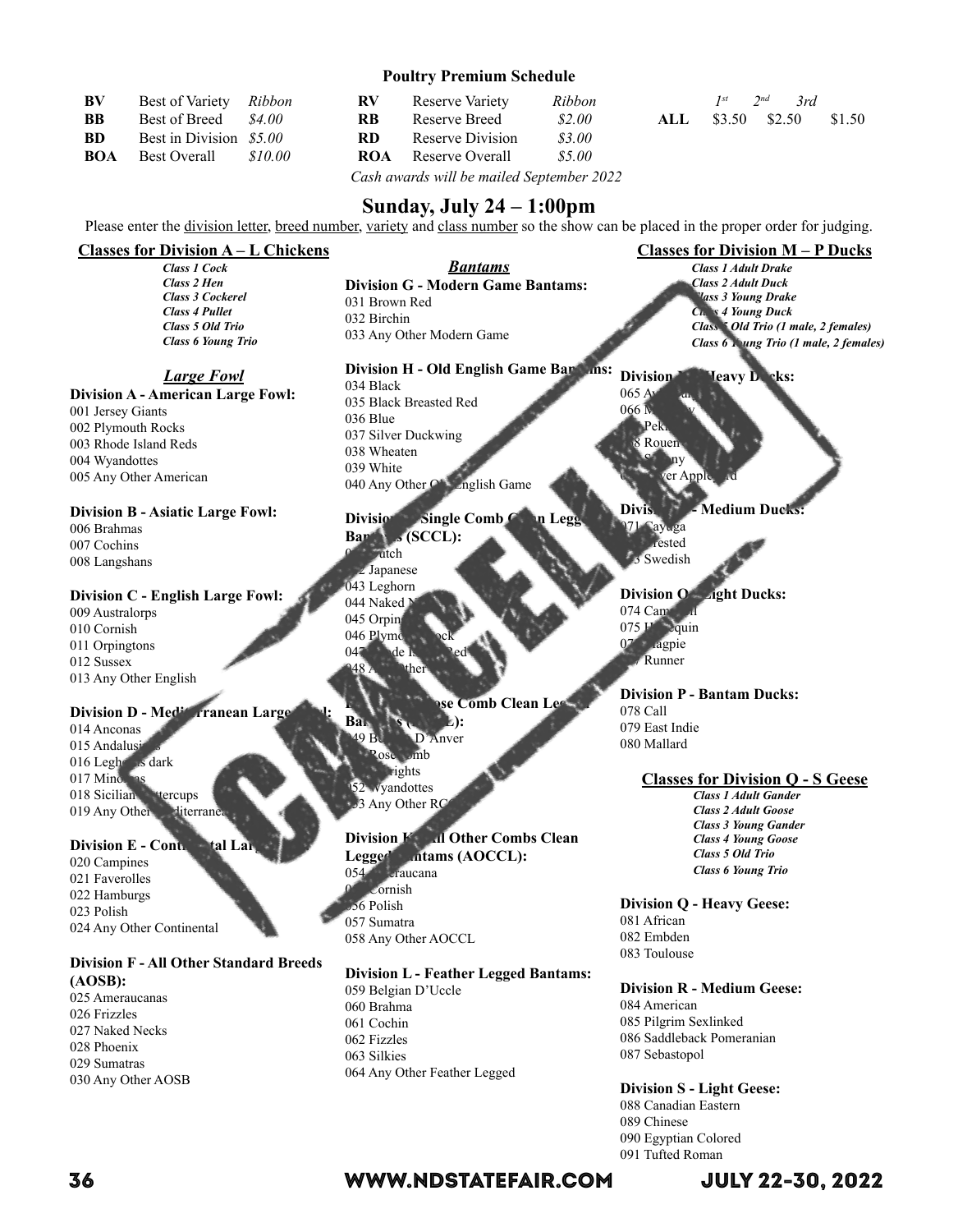## Poultry Premium Schedule

| | | | | | | | | 1st | 2nd | 3rd |
|---|---|---|---|---|---|---|---|---|---|---|
| **BV** | Best of Variety | *Ribbon* | **RV** | Reserve Variety | *Ribbon* | | **ALL** | $3.50 | $2.50 | $1.50 |
| **BB** | Best of Breed | *$4.00* | **RB** | Reserve Breed | *$2.00* | | | | | |
| **BD** | Best in Division | *$5.00* | **RD** | Reserve Division | *$3.00* | | | | | |
| **BOA** | Best Overall | *$10.00* | **ROA** | Reserve Overall | *$5.00* | | | | | |

*Cash awards will be mailed September 2022*

## Sunday, July 24 – 1:00pm

Please enter the division letter, breed number, variety and class number so the show can be placed in the proper order for judging.

CANCELLED

### Classes for Division A – L Chickens

*Class 1 Cock*
*Class 2 Hen*
*Class 3 Cockerel*
*Class 4 Pullet*
*Class 5 Old Trio*
*Class 6 Young Trio*

### *Large Fowl*

**Division A - American Large Fowl:**
001 Jersey Giants
002 Plymouth Rocks
003 Rhode Island Reds
004 Wyandottes
005 Any Other American

**Division B - Asiatic Large Fowl:**
006 Brahmas
007 Cochins
008 Langshans

**Division C - English Large Fowl:**
009 Australorps
010 Cornish
011 Orpingtons
012 Sussex
013 Any Other English

**Division D - Mediterranean Large Fowl:**
014 Anconas
015 Andalusians
016 Leghorns dark
017 Minorcas
018 Sicilian Buttercups
019 Any Other Mediterranean

**Division E - Continental Large Fowl:**
020 Campines
021 Faverolles
022 Hamburgs
023 Polish
024 Any Other Continental

**Division F - All Other Standard Breeds (AOSB):**
025 Ameraucanas
026 Frizzles
027 Naked Necks
028 Phoenix
029 Sumatras
030 Any Other AOSB

### *Bantams*

**Division G - Modern Game Bantams:**
031 Brown Red
032 Birchin
033 Any Other Modern Game

**Division H - Old English Game Bantams:**
034 Black
035 Black Breasted Red
036 Blue
037 Silver Duckwing
038 Wheaten
039 White
040 Any Other Old English Game

**Division I - Single Comb Clean Legged Bantams (SCCL):**
041 Dutch
042 Japanese
043 Leghorn
044 Naked Neck
045 Orpington
046 Plymouth Rock
047 Rhode Island Red
048 Any Other SCCL

**Division J - Rose Comb Clean Legged Bantams (RCCL):**
049 Booted D'Anver
050 Rosecomb
051 Sebrights
052 Wyandottes
053 Any Other RCCL

**Division K - All Other Combs Clean Legged Bantams (AOCCL):**
054 Araucana
055 Cornish
056 Polish
057 Sumatra
058 Any Other AOCCL

**Division L - Feather Legged Bantams:**
059 Belgian D'Uccle
060 Brahma
061 Cochin
062 Fizzles
063 Silkies
064 Any Other Feather Legged

### Classes for Division M – P Ducks

*Class 1 Adult Drake*
*Class 2 Adult Duck*
*Class 3 Young Drake*
*Class 4 Young Duck*
*Class 5 Old Trio (1 male, 2 females)*
*Class 6 Young Trio (1 male, 2 females)*

**Division M - Heavy Ducks:**
065 Aylesbury
066 Muscovy
067 Pekin
068 Rouen
069 Saxony
070 Silver Appleyard

**Division N - Medium Ducks:**
071 Cayuga
072 Crested
073 Swedish

**Division O - Light Ducks:**
074 Campbell
075 Harlequin
076 Magpie
077 Runner

**Division P - Bantam Ducks:**
078 Call
079 East Indie
080 Mallard

### Classes for Division Q - S Geese

*Class 1 Adult Gander*
*Class 2 Adult Goose*
*Class 3 Young Gander*
*Class 4 Young Goose*
*Class 5 Old Trio*
*Class 6 Young Trio*

**Division Q - Heavy Geese:**
081 African
082 Embden
083 Toulouse

**Division R - Medium Geese:**
084 American
085 Pilgrim Sexlinked
086 Saddleback Pomeranian
087 Sebastopol

**Division S - Light Geese:**
088 Canadian Eastern
089 Chinese
090 Egyptian Colored
091 Tufted Roman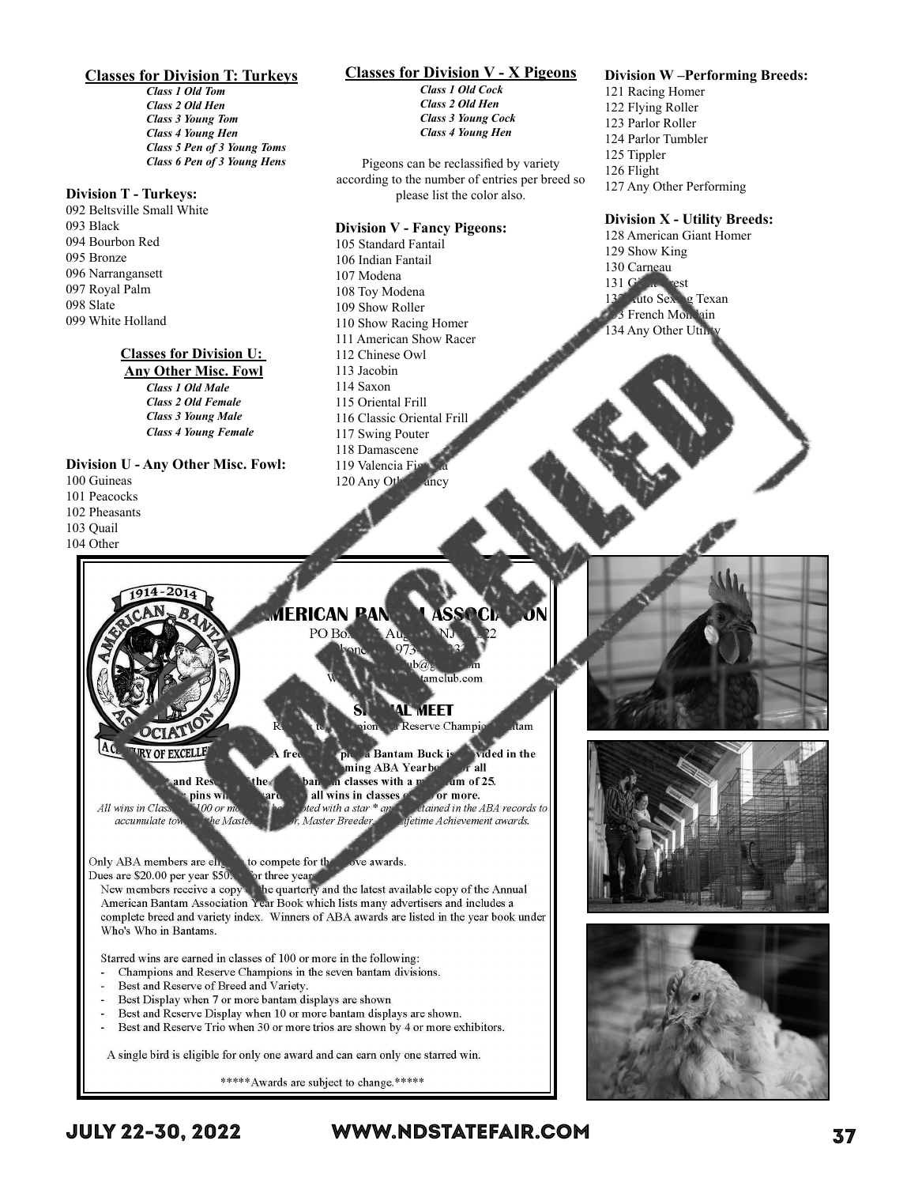## Classes for Division T: Turkeys

*Class 1 Old Tom*
*Class 2 Old Hen*
*Class 3 Young Tom*
*Class 4 Young Hen*
*Class 5 Pen of 3 Young Toms*
*Class 6 Pen of 3 Young Hens*

### Division T - Turkeys:

092 Beltsville Small White
093 Black
094 Bourbon Red
095 Bronze
096 Narragansett
097 Royal Palm
098 Slate
099 White Holland

## Classes for Division U: Any Other Misc. Fowl

*Class 1 Old Male*
*Class 2 Old Female*
*Class 3 Young Male*
*Class 4 Young Female*

### Division U - Any Other Misc. Fowl:

100 Guineas
101 Peacocks
102 Pheasants
103 Quail
104 Other

## Classes for Division V - X Pigeons

*Class 1 Old Cock*
*Class 2 Old Hen*
*Class 3 Young Cock*
*Class 4 Young Hen*

Pigeons can be reclassified by variety according to the number of entries per breed so please list the color also.

### Division V - Fancy Pigeons:

105 Standard Fantail
106 Indian Fantail
107 Modena
108 Toy Modena
109 Show Roller
110 Show Racing Homer
111 American Show Racer
112 Chinese Owl
113 Jacobin
114 Saxon
115 Oriental Frill
116 Classic Oriental Frill
117 Swing Pouter
118 Damascene
119 Valencia Fi...a
120 Any Ot... ancy

### Division W –Performing Breeds:

121 Racing Homer
122 Flying Roller
123 Parlor Roller
124 Parlor Tumbler
125 Tippler
126 Flight
127 Any Other Performing

### Division X - Utility Breeds:

128 American Giant Homer
129 Show King
130 Carneau
131 G... ...est
13... Auto Sex...g Texan
...3 French Mo...ain
134 Any Other Uti...

CANCELLED

1914-2014 AMERICAN BANTAM ASSOCIATION — A CENTURY OF EXCELLENCE

## ...MERICAN BAN... ASSOCI...ON

PO Bo... ... Au... NJ ...22
...hone ... 973 ...23...
...ub@g... ...m
W... ...tamclub.com

### S... ...AL MEET

R... t... ...ion... ...a Reserve Champio... ...tam

A fre... ...p... a Bantam Buck is ...vided in the ...ming ABA Yearbo... ...r all ... and Res... ...the ... ban... ...n classes with a m... ...um of 25. ... pins wi... ...ard... ... all wins in classes ... or more.

*All wins in Class... ...100 or mo... ...e ...oted with a star * an... ...etained in the ABA records to accumulate tow... ...the Master ... ...r, Master Breeder ... ...ifetime Achievement awards.*

Only ABA members are eli... ...to compete for th... ...ove awards.
Dues are $20.00 per year $50.... ...or three year...
New members receive a copy ... ...he quarterly and the latest available copy of the Annual American Bantam Association Year Book which lists many advertisers and includes a complete breed and variety index. Winners of ABA awards are listed in the year book under Who's Who in Bantams.

Starred wins are earned in classes of 100 or more in the following:

- Champions and Reserve Champions in the seven bantam divisions.
- Best and Reserve of Breed and Variety.
- Best Display when 7 or more bantam displays are shown
- Best and Reserve Display when 10 or more bantam displays are shown.
- Best and Reserve Trio when 30 or more trios are shown by 4 or more exhibitors.

A single bird is eligible for only one award and can earn only one starred win.

*****Awards are subject to change.*****